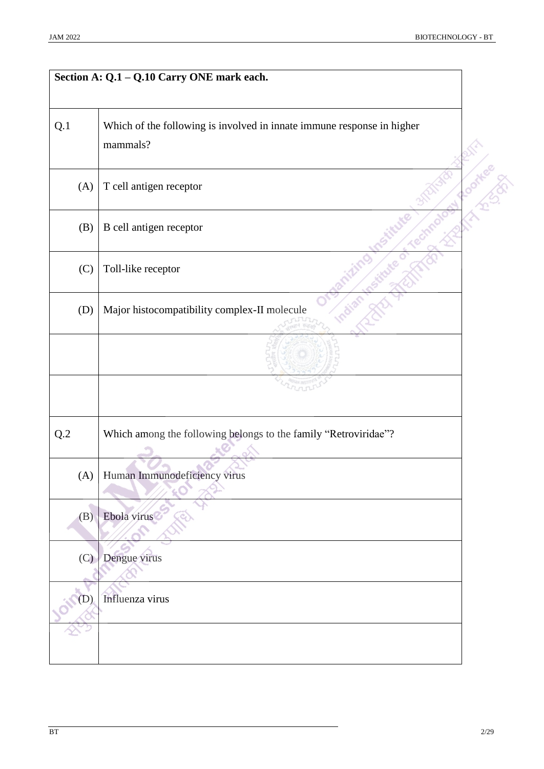## Section A: Q.1 – Q.10 Carry ONE mark each.

| | |
|---|---|
| Q.1 | Which of the following is involved in innate immune response in higher mammals? |
| (A) | T cell antigen receptor |
| (B) | B cell antigen receptor |
| (C) | Toll-like receptor |
| (D) | Major histocompatibility complex-II molecule |
| | |
| | |
| Q.2 | Which among the following belongs to the family "Retroviridae"? |
| (A) | Human Immunodeficiency virus |
| (B) | Ebola virus |
| (C) | Dengue virus |
| (D) | Influenza virus |
| | |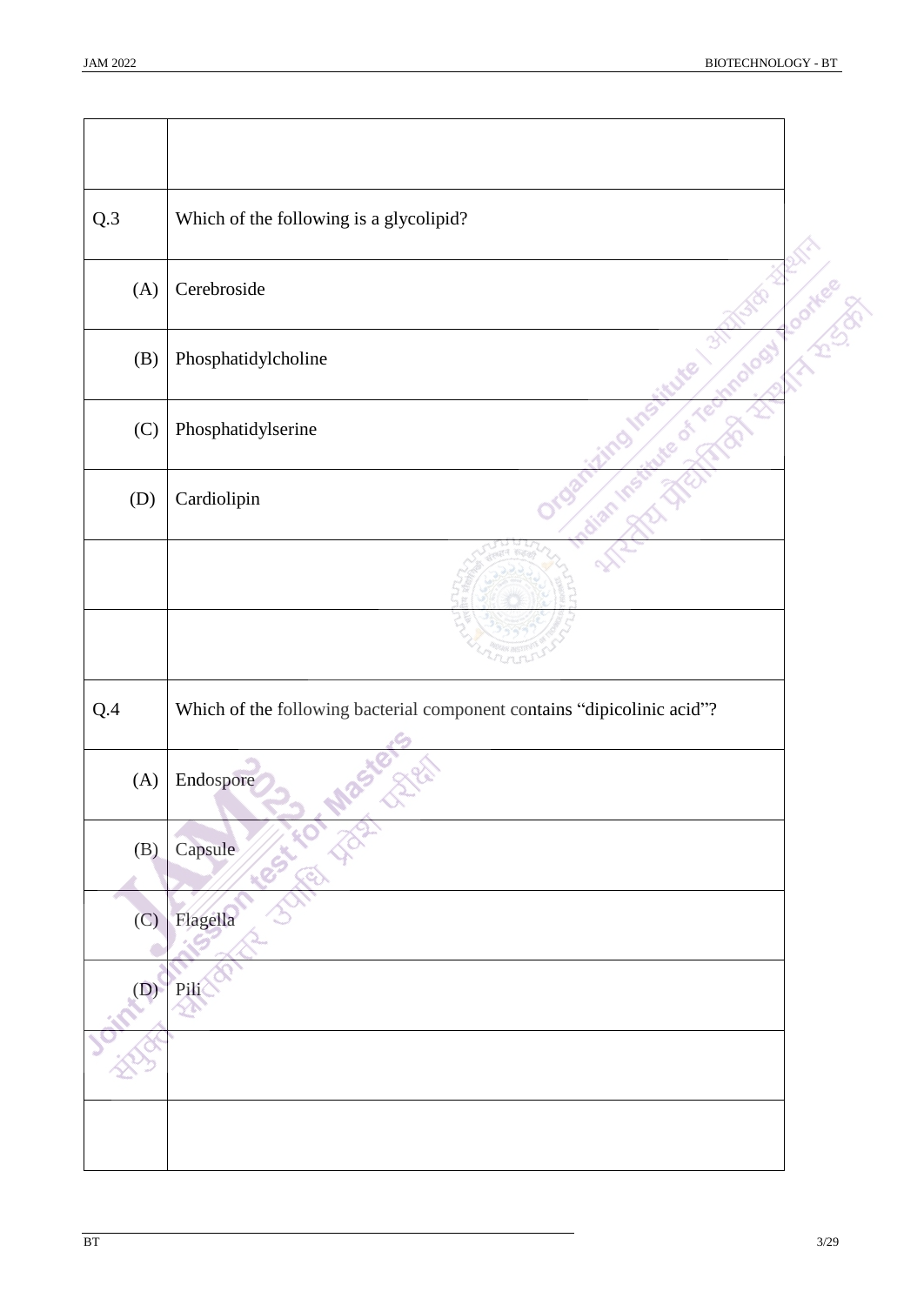| | |
|---|---|
| Q.3 | Which of the following is a glycolipid? |
| (A) | Cerebroside |
| (B) | Phosphatidylcholine |
| (C) | Phosphatidylserine |
| (D) | Cardiolipin |
| | |
| | |
| Q.4 | Which of the following bacterial component contains "dipicolinic acid"? |
| (A) | Endospore |
| (B) | Capsule |
| (C) | Flagella |
| (D) | Pili |
| | |
| | |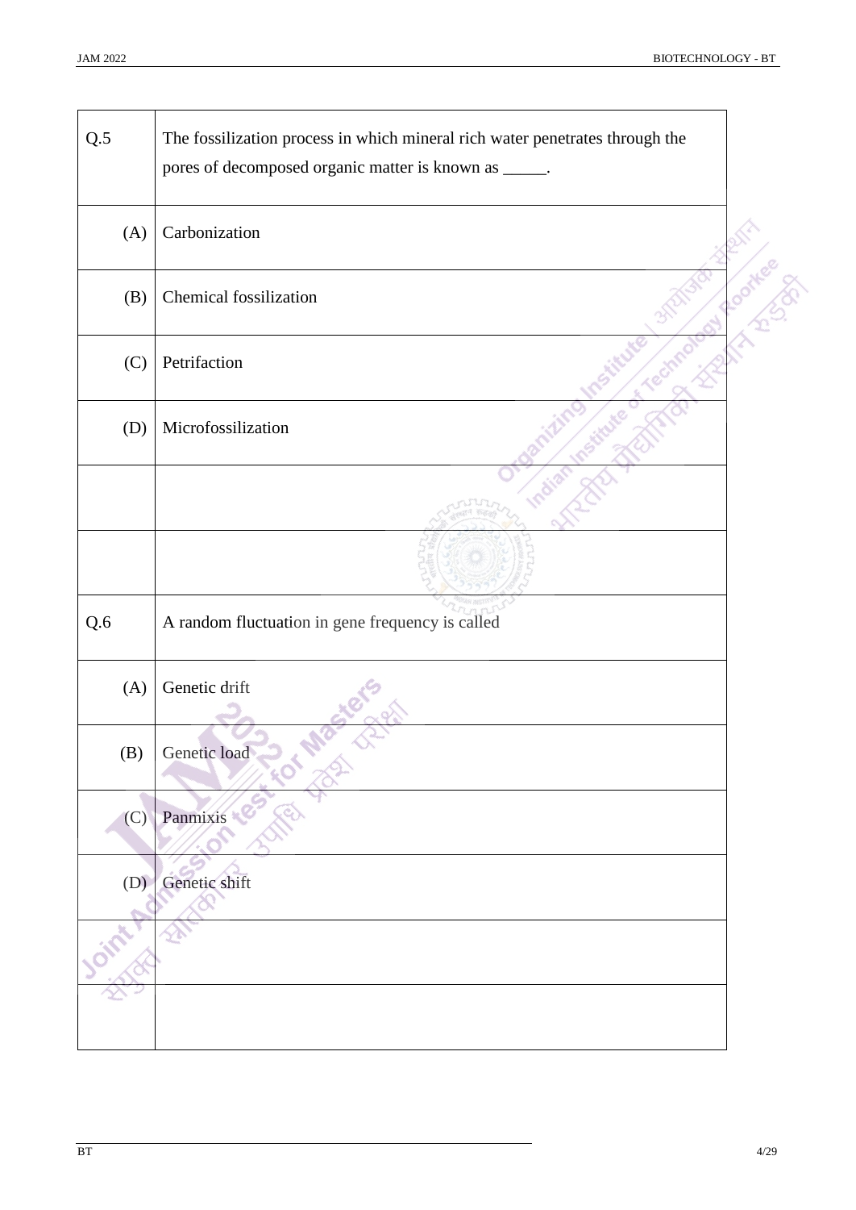| Q.5 | The fossilization process in which mineral rich water penetrates through the pores of decomposed organic matter is known as _____. |
|---|---|
| (A) | Carbonization |
| (B) | Chemical fossilization |
| (C) | Petrifaction |
| (D) | Microfossilization |
| | |
| | |

| Q.6 | A random fluctuation in gene frequency is called |
|---|---|
| (A) | Genetic drift |
| (B) | Genetic load |
| (C) | Panmixis |
| (D) | Genetic shift |
| | |
| | |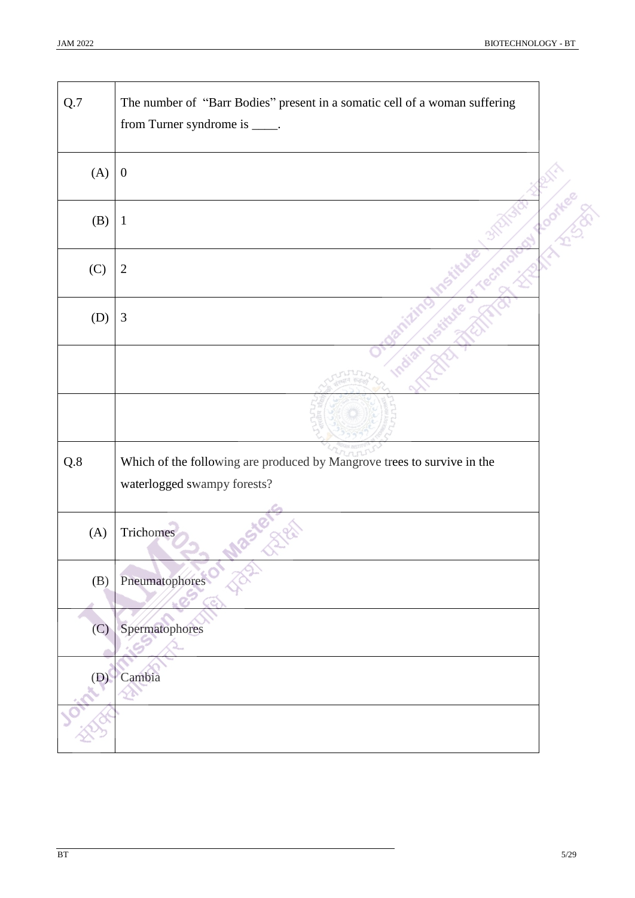| Q.7 | The number of "Barr Bodies" present in a somatic cell of a woman suffering from Turner syndrome is ____. |
|---|---|
| (A) | 0 |
| (B) | 1 |
| (C) | 2 |
| (D) | 3 |
| | |
| | |

| Q.8 | Which of the following are produced by Mangrove trees to survive in the waterlogged swampy forests? |
|---|---|
| (A) | Trichomes |
| (B) | Pneumatophores |
| (C) | Spermatophores |
| (D) | Cambia |
| | |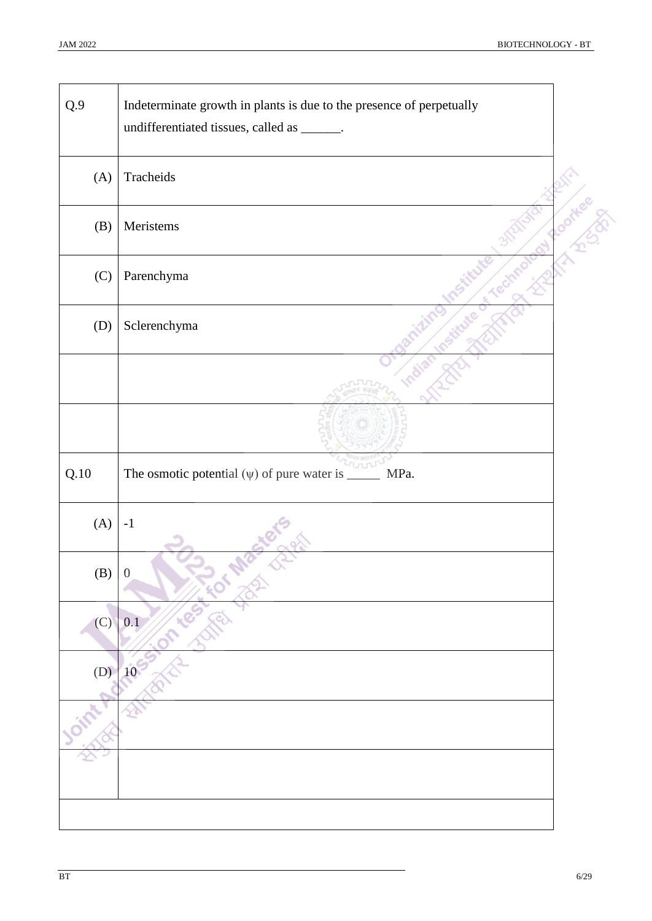| Q.9 | Indeterminate growth in plants is due to the presence of perpetually undifferentiated tissues, called as ______. |
|---|---|
| (A) | Tracheids |
| (B) | Meristems |
| (C) | Parenchyma |
| (D) | Sclerenchyma |

| Q.10 | The osmotic potential ($\psi$) of pure water is _____ MPa. |
|---|---|
| (A) | -1 |
| (B) | 0 |
| (C) | 0.1 |
| (D) | 10 |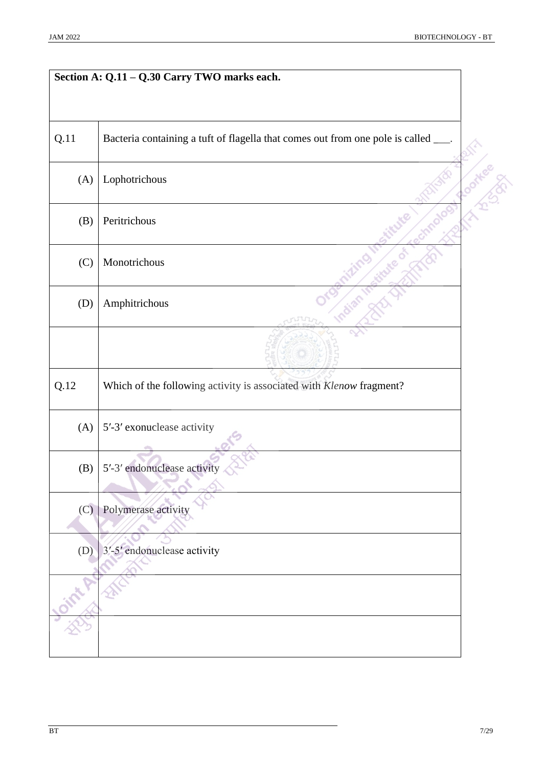**Section A: Q.11 – Q.30 Carry TWO marks each.**

| | |
|---|---|
| Q.11 | Bacteria containing a tuft of flagella that comes out from one pole is called ___. |
| (A) | Lophotrichous |
| (B) | Peritrichous |
| (C) | Monotrichous |
| (D) | Amphitrichous |

| | |
|---|---|
| Q.12 | Which of the following activity is associated with *Klenow* fragment? |
| (A) | 5′-3′ exonuclease activity |
| (B) | 5′-3′ endonuclease activity |
| (C) | Polymerase activity |
| (D) | 3′-5′ endonuclease activity |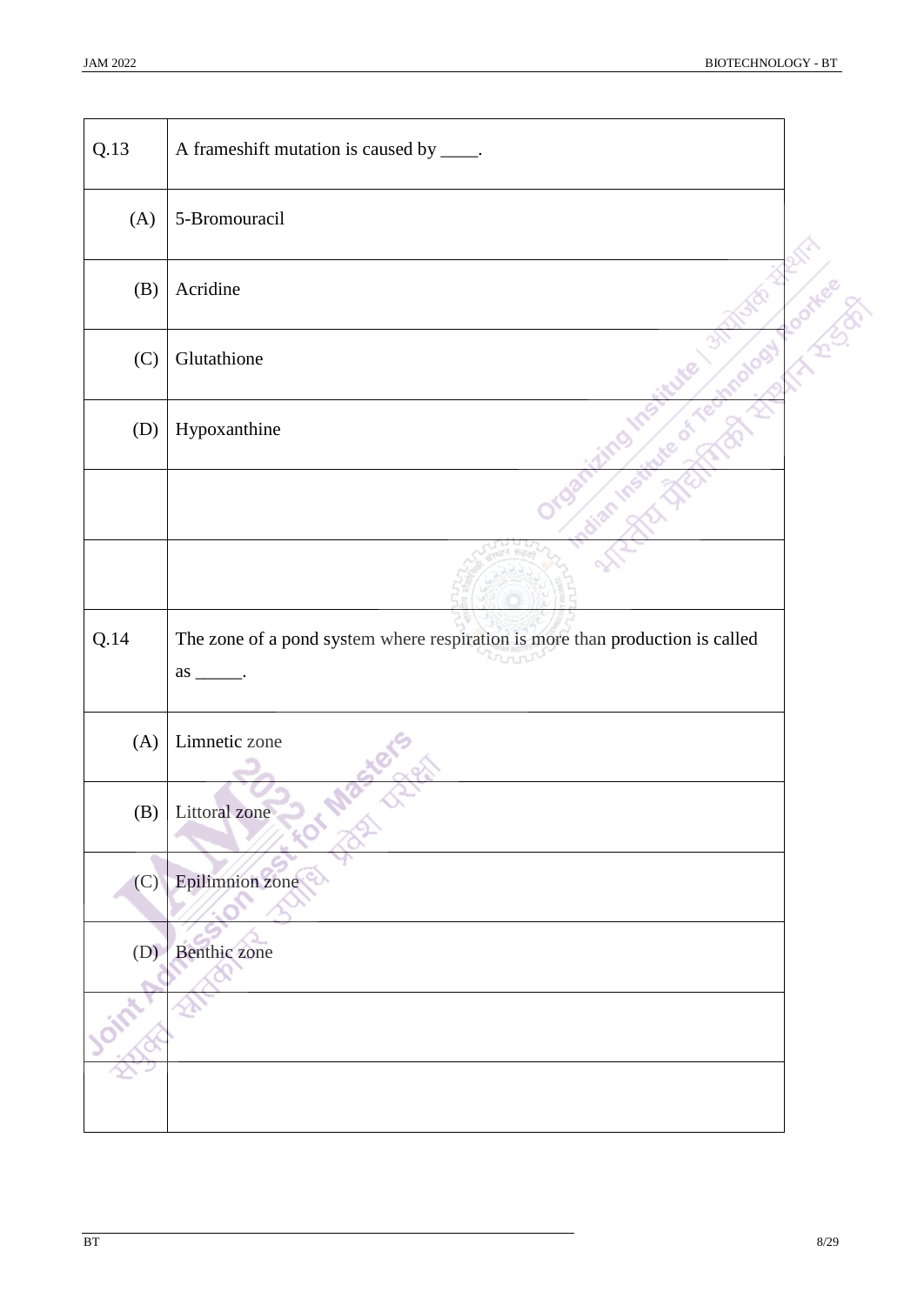| Q.13 | A frameshift mutation is caused by ____. |
|---|---|
| (A) | 5-Bromouracil |
| (B) | Acridine |
| (C) | Glutathione |
| (D) | Hypoxanthine |

| Q.14 | The zone of a pond system where respiration is more than production is called as _____. |
|---|---|
| (A) | Limnetic zone |
| (B) | Littoral zone |
| (C) | Epilimnion zone |
| (D) | Benthic zone |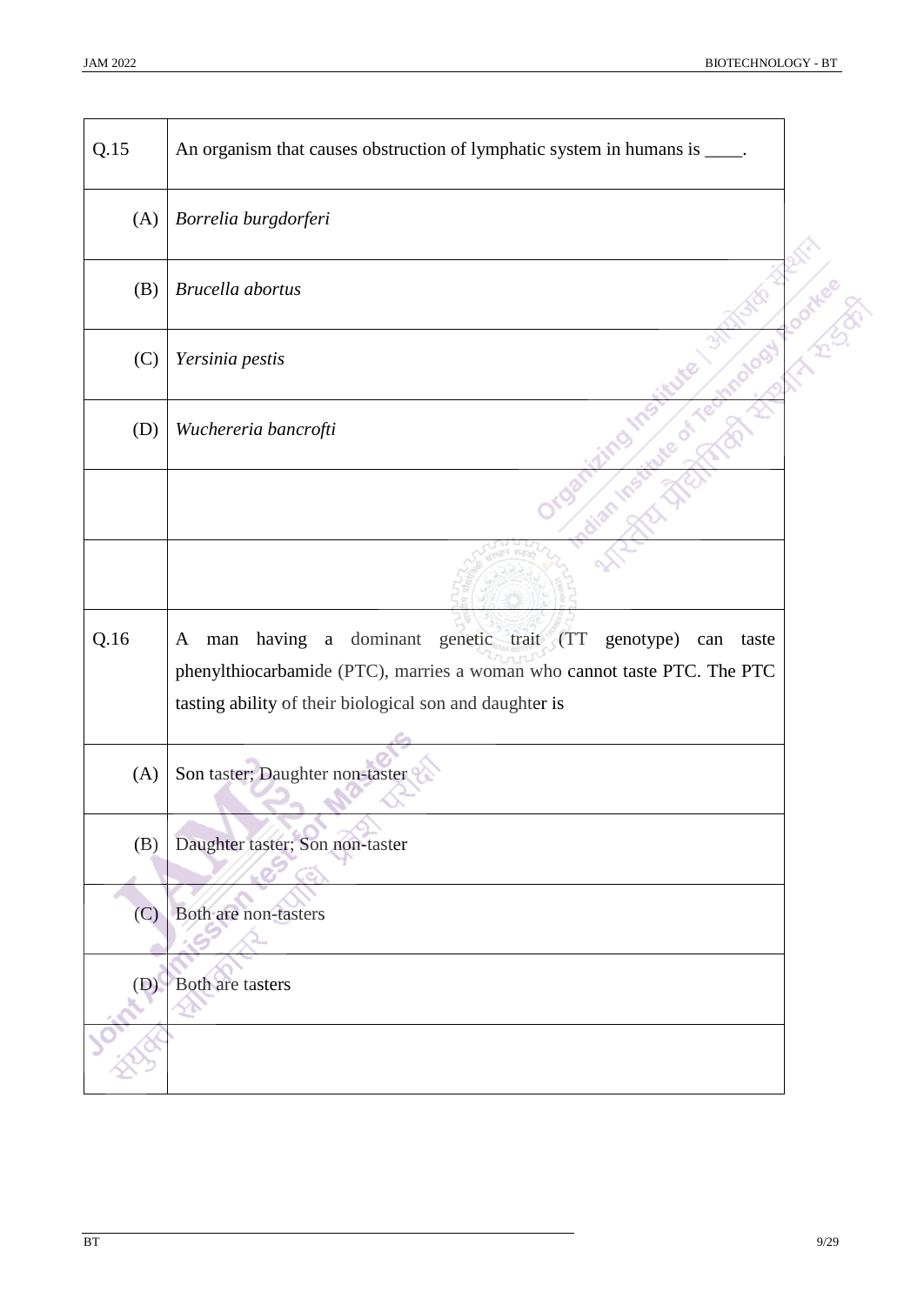| | |
|---|---|
| Q.15 | An organism that causes obstruction of lymphatic system in humans is ____. |
| (A) | *Borrelia burgdorferi* |
| (B) | *Brucella abortus* |
| (C) | *Yersinia pestis* |
| (D) | *Wuchereria bancrofti* |
| | |
| | |
| Q.16 | A man having a dominant genetic trait (TT genotype) can taste phenylthiocarbamide (PTC), marries a woman who cannot taste PTC. The PTC tasting ability of their biological son and daughter is |
| (A) | Son taster; Daughter non-taster |
| (B) | Daughter taster; Son non-taster |
| (C) | Both are non-tasters |
| (D) | Both are tasters |
| | |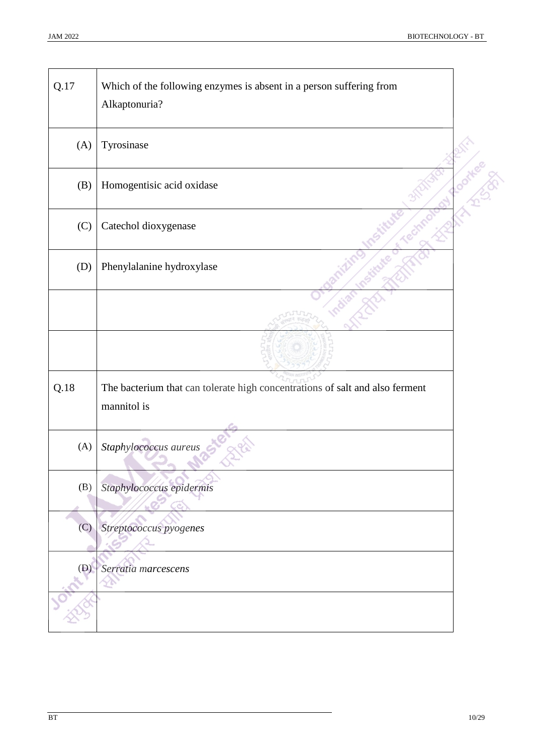| Q.17 | Which of the following enzymes is absent in a person suffering from Alkaptonuria? |
|---|---|
| (A) | Tyrosinase |
| (B) | Homogentisic acid oxidase |
| (C) | Catechol dioxygenase |
| (D) | Phenylalanine hydroxylase |

| Q.18 | The bacterium that can tolerate high concentrations of salt and also ferment mannitol is |
|---|---|
| (A) | *Staphylococcus aureus* |
| (B) | *Staphylococcus epidermis* |
| (C) | *Streptococcus pyogenes* |
| (D) | *Serratia marcescens* |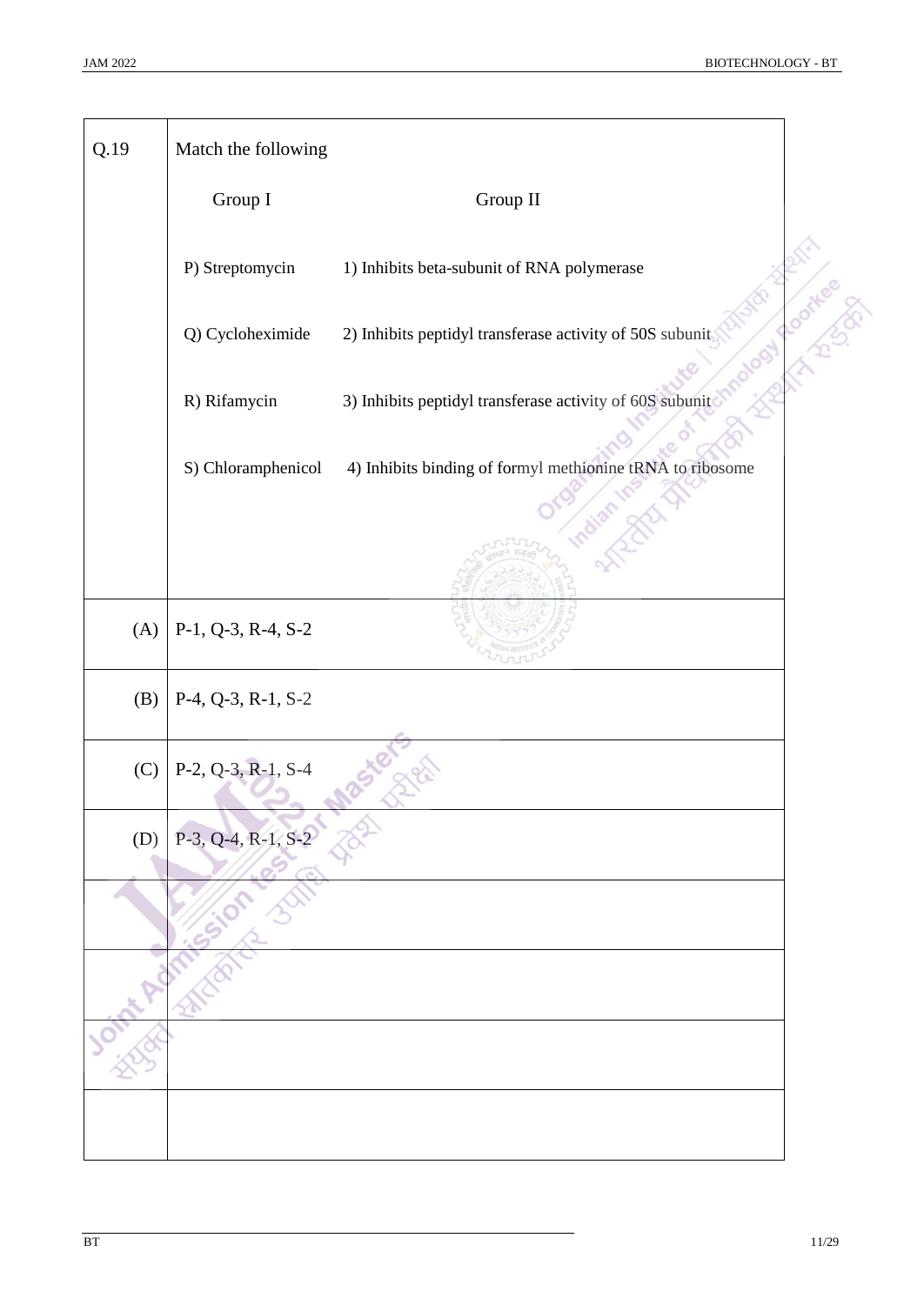Q.19 Match the following

| Group I | Group II |
|---|---|
| P) Streptomycin | 1) Inhibits beta-subunit of RNA polymerase |
| Q) Cycloheximide | 2) Inhibits peptidyl transferase activity of 50S subunit |
| R) Rifamycin | 3) Inhibits peptidyl transferase activity of 60S subunit |
| S) Chloramphenicol | 4) Inhibits binding of formyl methionine tRNA to ribosome |

(A) P-1, Q-3, R-4, S-2

(B) P-4, Q-3, R-1, S-2

(C) P-2, Q-3, R-1, S-4

(D) P-3, Q-4, R-1, S-2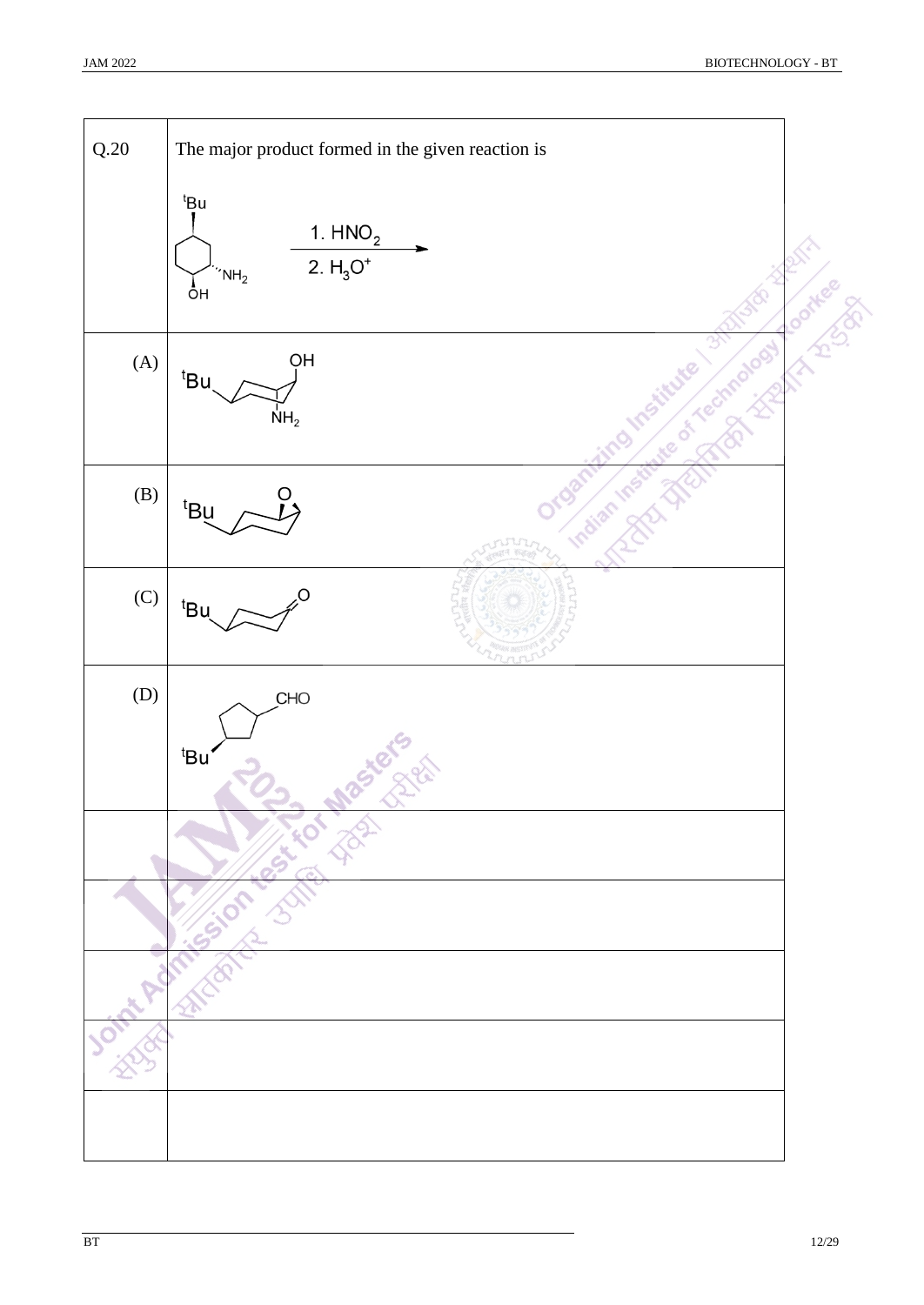| Q.20 | The major product formed in the given reaction is |
| --- | --- |
| | 1. $HNO_2$ 2. $H_3O^+$ |
| (A) | |
| (B) | |
| (C) | |
| (D) | |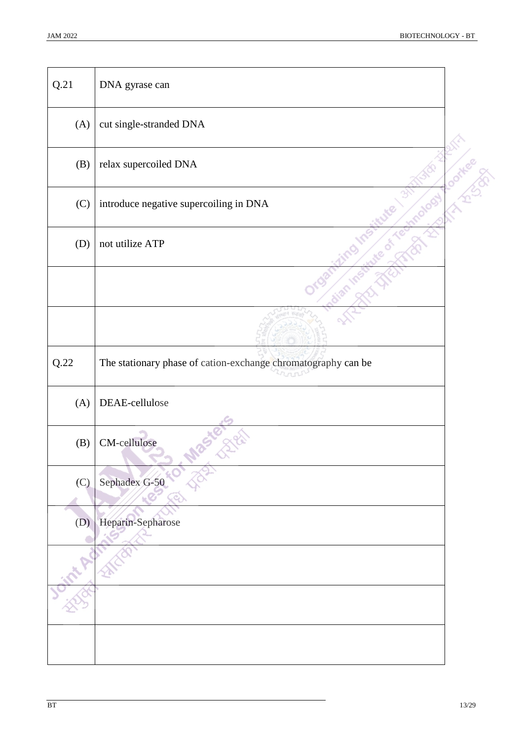| | |
|---|---|
| Q.21 | DNA gyrase can |
| (A) | cut single-stranded DNA |
| (B) | relax supercoiled DNA |
| (C) | introduce negative supercoiling in DNA |
| (D) | not utilize ATP |
| | |
| | |
| Q.22 | The stationary phase of cation-exchange chromatography can be |
| (A) | DEAE-cellulose |
| (B) | CM-cellulose |
| (C) | Sephadex G-50 |
| (D) | Heparin-Sepharose |
| | |
| | |
| | |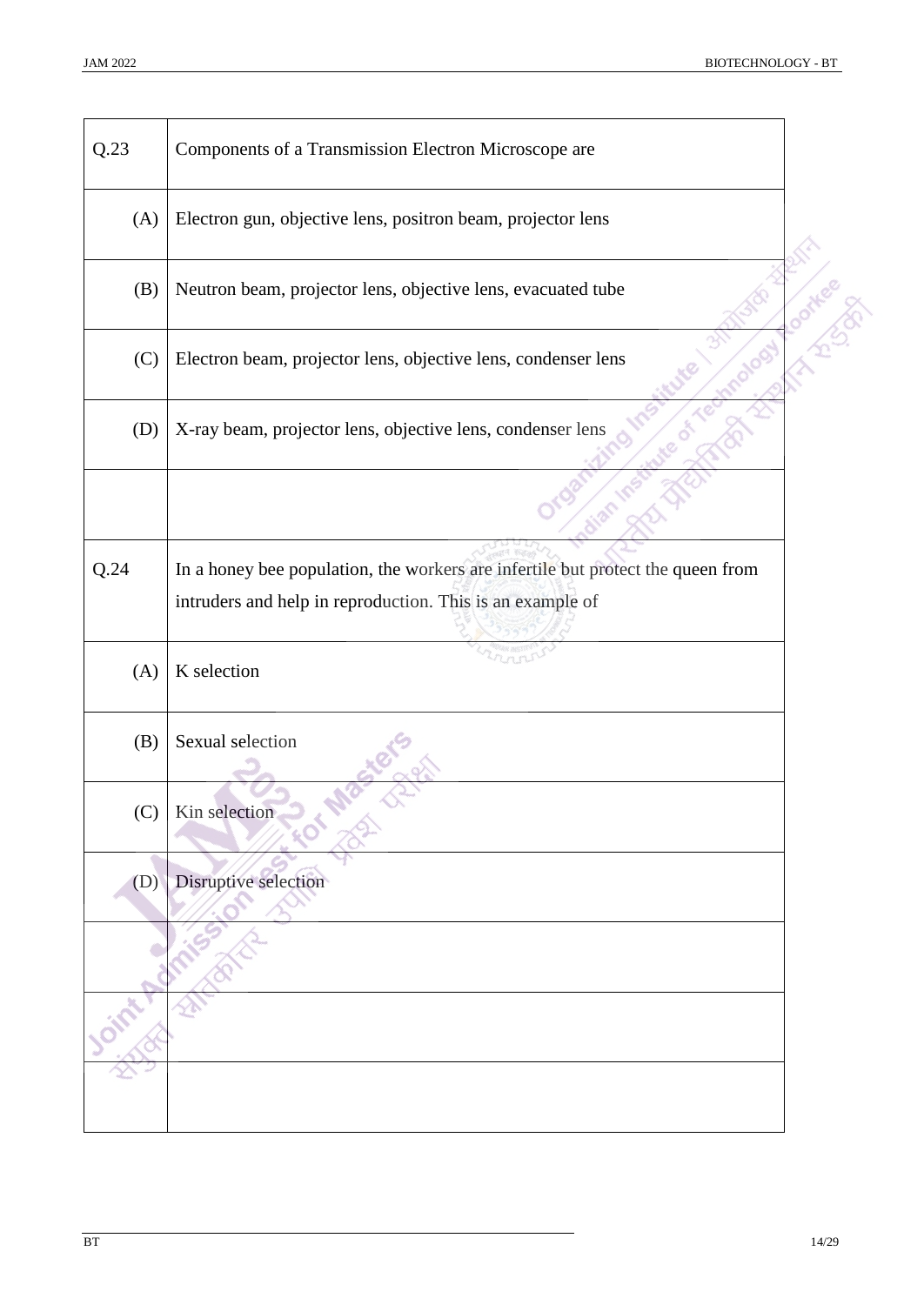| Q.23 | Components of a Transmission Electron Microscope are |
|---|---|
| (A) | Electron gun, objective lens, positron beam, projector lens |
| (B) | Neutron beam, projector lens, objective lens, evacuated tube |
| (C) | Electron beam, projector lens, objective lens, condenser lens |
| (D) | X-ray beam, projector lens, objective lens, condenser lens |

| Q.24 | In a honey bee population, the workers are infertile but protect the queen from intruders and help in reproduction. This is an example of |
|---|---|
| (A) | K selection |
| (B) | Sexual selection |
| (C) | Kin selection |
| (D) | Disruptive selection |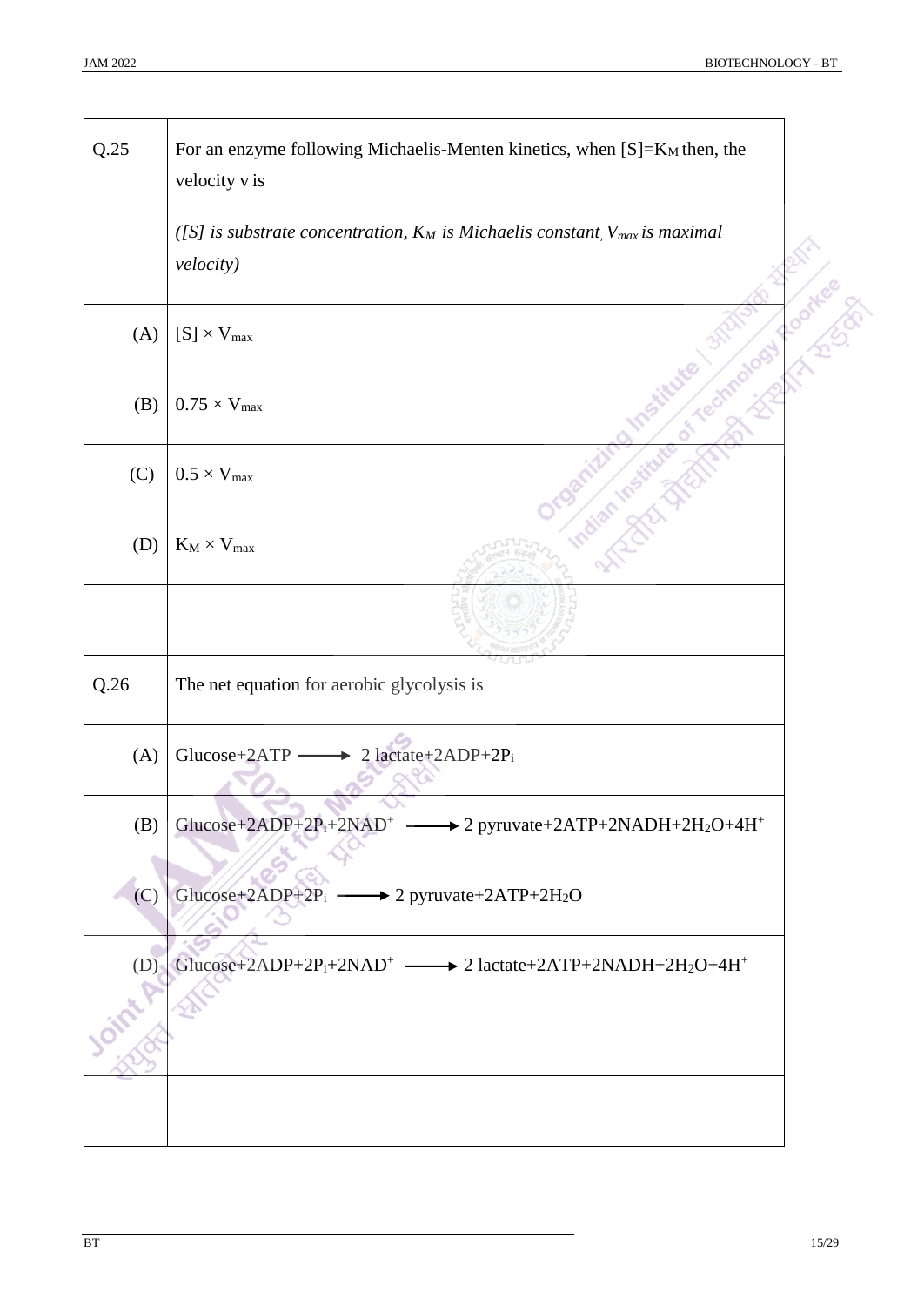| Q.25 | For an enzyme following Michaelis-Menten kinetics, when $[S]=K_M$ then, the velocity v is<br><br>*([S] is substrate concentration, $K_M$ is Michaelis constant, $V_{max}$ is maximal velocity)* |
|---|---|
| (A) | $[S] \times V_{max}$ |
| (B) | $0.75 \times V_{max}$ |
| (C) | $0.5 \times V_{max}$ |
| (D) | $K_M \times V_{max}$ |

| Q.26 | The net equation for aerobic glycolysis is |
|---|---|
| (A) | $\text{Glucose} + 2\text{ATP} \longrightarrow 2\ \text{lactate} + 2\text{ADP} + 2\text{P}_i$ |
| (B) | $\text{Glucose} + 2\text{ADP} + 2\text{P}_i + 2\text{NAD}^+ \longrightarrow 2\ \text{pyruvate} + 2\text{ATP} + 2\text{NADH} + 2\text{H}_2\text{O} + 4\text{H}^+$ |
| (C) | $\text{Glucose} + 2\text{ADP} + 2\text{P}_i \longrightarrow 2\ \text{pyruvate} + 2\text{ATP} + 2\text{H}_2\text{O}$ |
| (D) | $\text{Glucose} + 2\text{ADP} + 2\text{P}_i + 2\text{NAD}^+ \longrightarrow 2\ \text{lactate} + 2\text{ATP} + 2\text{NADH} + 2\text{H}_2\text{O} + 4\text{H}^+$ |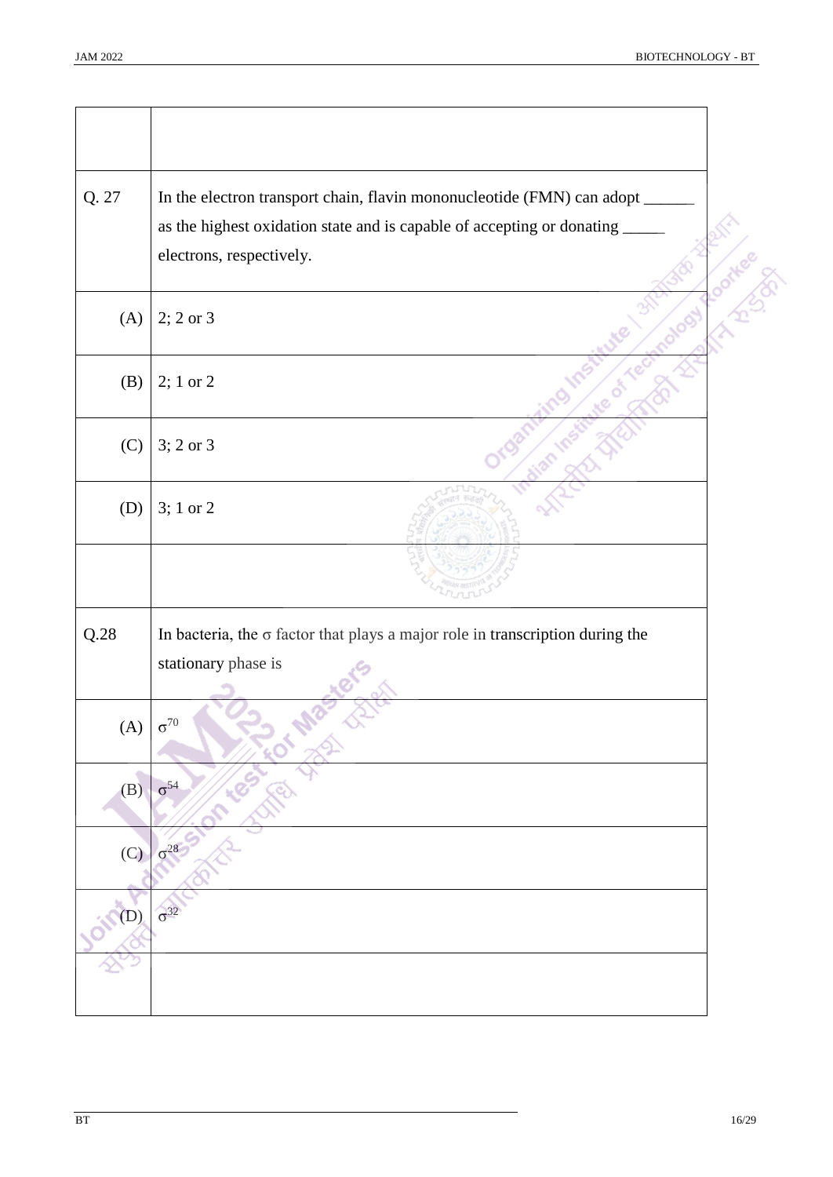| | |
|---|---|
| Q. 27 | In the electron transport chain, flavin mononucleotide (FMN) can adopt ______ as the highest oxidation state and is capable of accepting or donating _____ electrons, respectively. |
| (A) | 2; 2 or 3 |
| (B) | 2; 1 or 2 |
| (C) | 3; 2 or 3 |
| (D) | 3; 1 or 2 |
| | |
| Q.28 | In bacteria, the $\sigma$ factor that plays a major role in transcription during the stationary phase is |
| (A) | $\sigma^{70}$ |
| (B) | $\sigma^{54}$ |
| (C) | $\sigma^{28}$ |
| (D) | $\sigma^{32}$ |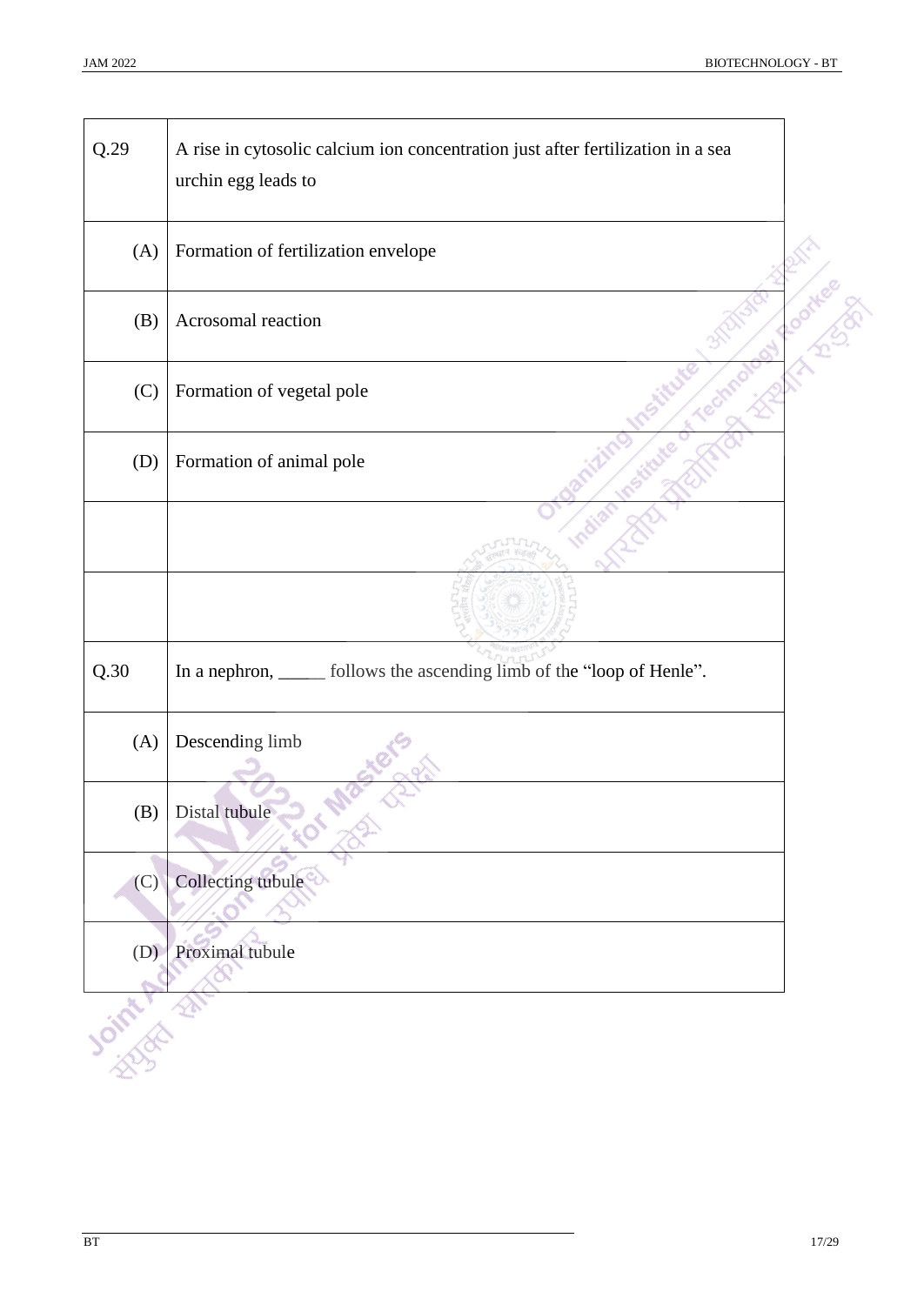| Q.29 | A rise in cytosolic calcium ion concentration just after fertilization in a sea urchin egg leads to |
|---|---|
| (A) | Formation of fertilization envelope |
| (B) | Acrosomal reaction |
| (C) | Formation of vegetal pole |
| (D) | Formation of animal pole |

| Q.30 | In a nephron, _____ follows the ascending limb of the "loop of Henle". |
|---|---|
| (A) | Descending limb |
| (B) | Distal tubule |
| (C) | Collecting tubule |
| (D) | Proximal tubule |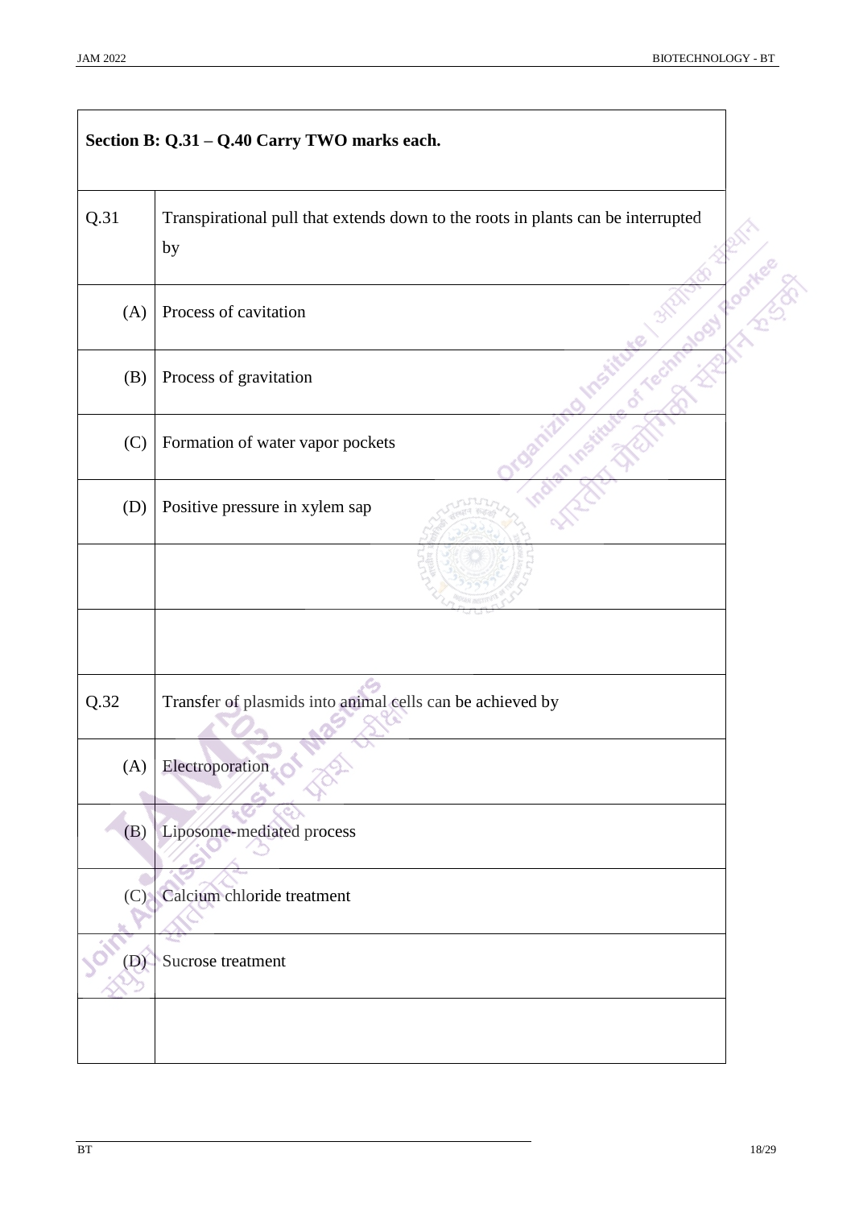**Section B: Q.31 – Q.40 Carry TWO marks each.**

| | |
|---|---|
| Q.31 | Transpirational pull that extends down to the roots in plants can be interrupted by |
| (A) | Process of cavitation |
| (B) | Process of gravitation |
| (C) | Formation of water vapor pockets |
| (D) | Positive pressure in xylem sap |

| | |
|---|---|
| Q.32 | Transfer of plasmids into animal cells can be achieved by |
| (A) | Electroporation |
| (B) | Liposome-mediated process |
| (C) | Calcium chloride treatment |
| (D) | Sucrose treatment |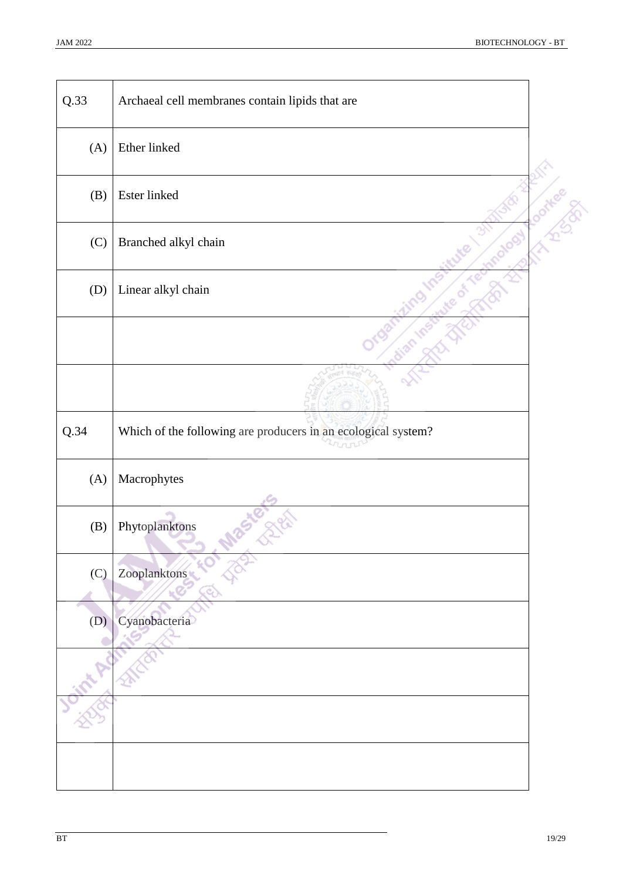| Q.33 | Archaeal cell membranes contain lipids that are |
|---|---|
| (A) | Ether linked |
| (B) | Ester linked |
| (C) | Branched alkyl chain |
| (D) | Linear alkyl chain |

| Q.34 | Which of the following are producers in an ecological system? |
|---|---|
| (A) | Macrophytes |
| (B) | Phytoplanktons |
| (C) | Zooplanktons |
| (D) | Cyanobacteria |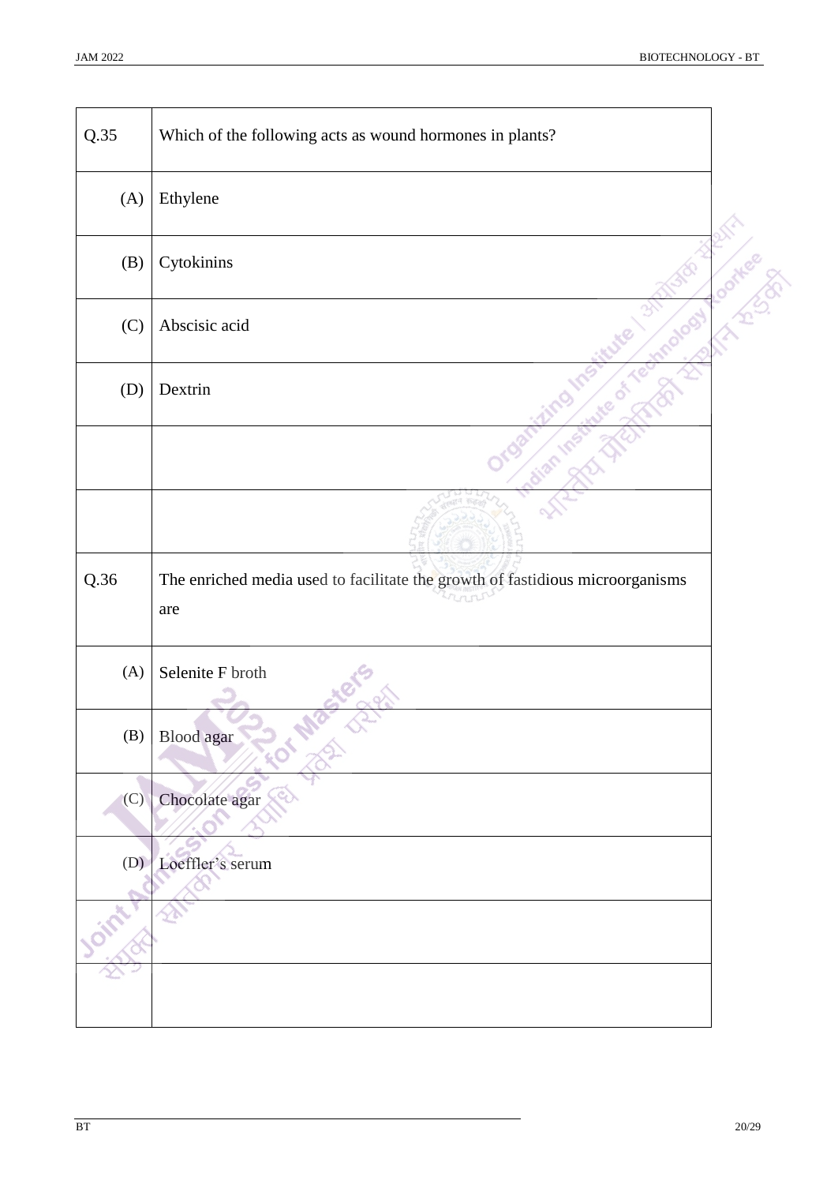| Q.35 | Which of the following acts as wound hormones in plants? |
|---|---|
| (A) | Ethylene |
| (B) | Cytokinins |
| (C) | Abscisic acid |
| (D) | Dextrin |
| | |
| | |

| Q.36 | The enriched media used to facilitate the growth of fastidious microorganisms are |
|---|---|
| (A) | Selenite F broth |
| (B) | Blood agar |
| (C) | Chocolate agar |
| (D) | Loeffler's serum |
| | |
| | |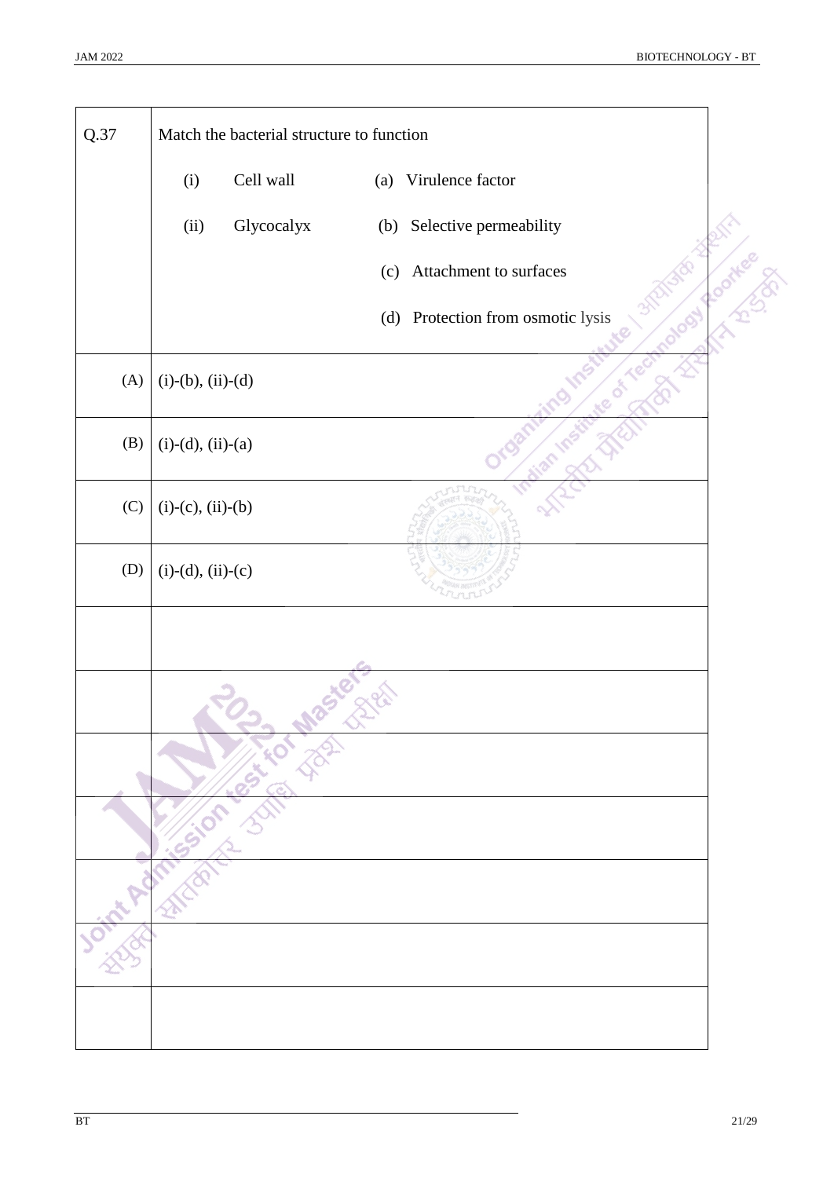**Q.37** Match the bacterial structure to function

| | | | |
|---|---|---|---|
| (i) | Cell wall | (a) | Virulence factor |
| (ii) | Glycocalyx | (b) | Selective permeability |
| | | (c) | Attachment to surfaces |
| | | (d) | Protection from osmotic lysis |

(A) (i)-(b), (ii)-(d)

(B) (i)-(d), (ii)-(a)

(C) (i)-(c), (ii)-(b)

(D) (i)-(d), (ii)-(c)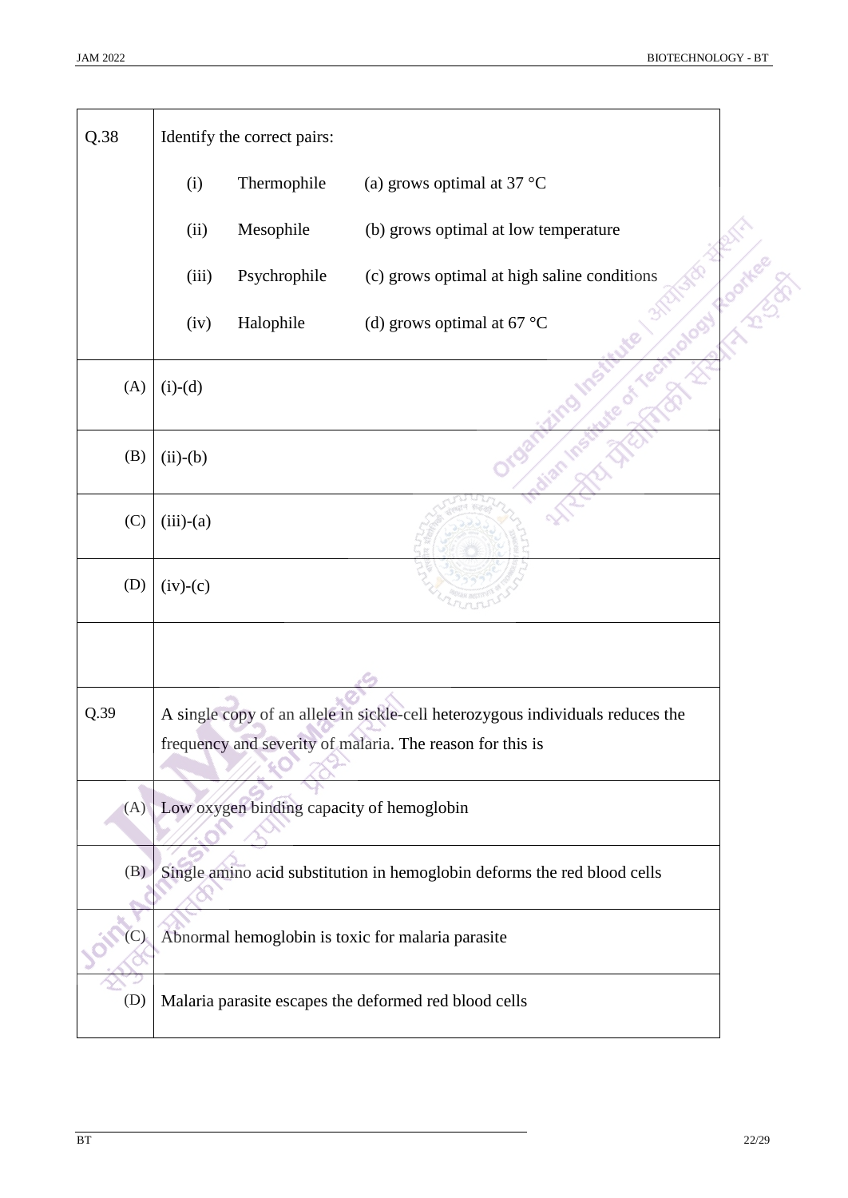**Q.38** Identify the correct pairs:

| | | |
|---|---|---|
| (i) | Thermophile | (a) grows optimal at 37 °C |
| (ii) | Mesophile | (b) grows optimal at low temperature |
| (iii) | Psychrophile | (c) grows optimal at high saline conditions |
| (iv) | Halophile | (d) grows optimal at 67 °C |

(A) (i)-(d)

(B) (ii)-(b)

(C) (iii)-(a)

(D) (iv)-(c)

**Q.39** A single copy of an allele in sickle-cell heterozygous individuals reduces the frequency and severity of malaria. The reason for this is

(A) Low oxygen binding capacity of hemoglobin

(B) Single amino acid substitution in hemoglobin deforms the red blood cells

(C) Abnormal hemoglobin is toxic for malaria parasite

(D) Malaria parasite escapes the deformed red blood cells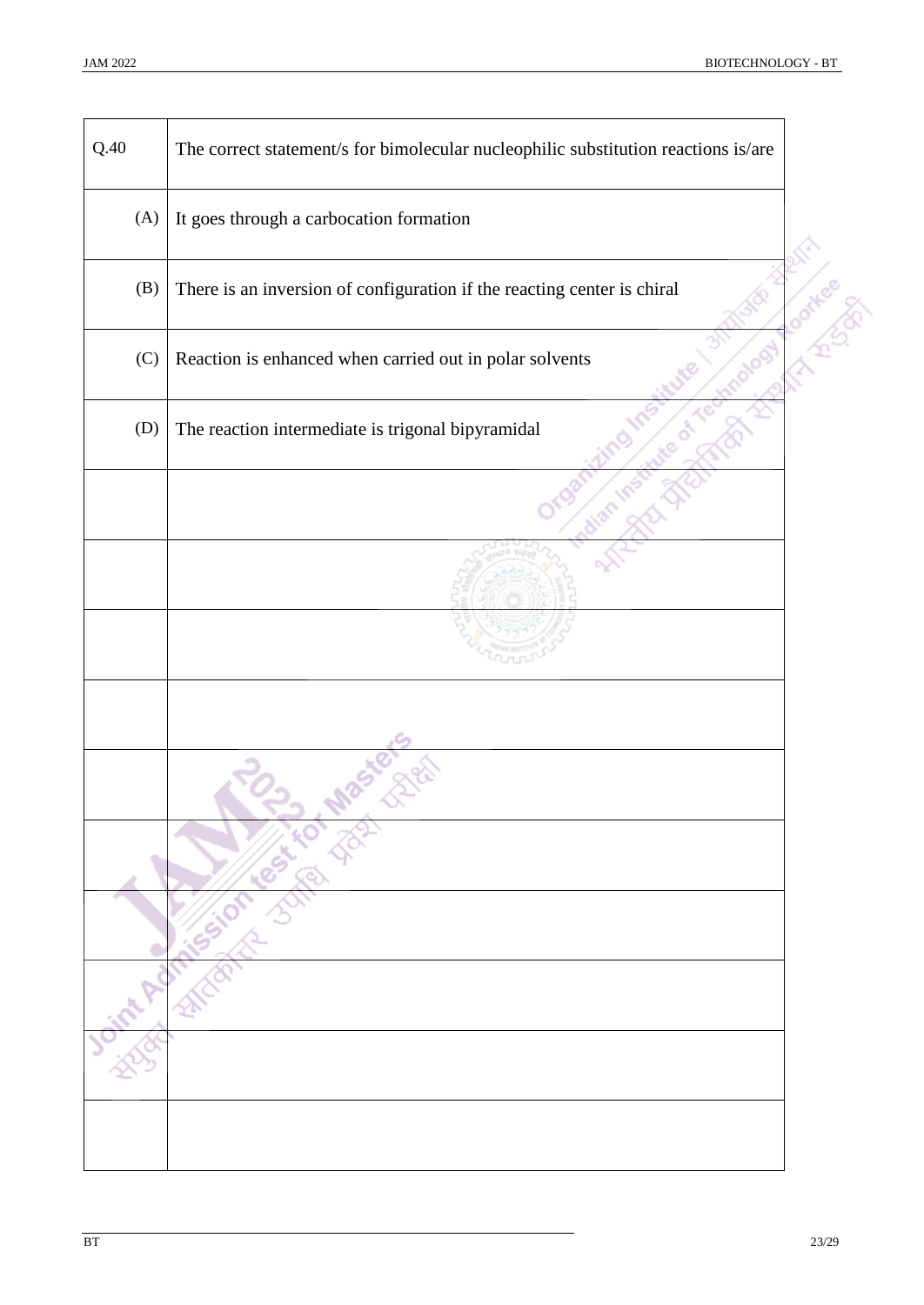| Q.40 | The correct statement/s for bimolecular nucleophilic substitution reactions is/are |
|---|---|
| (A) | It goes through a carbocation formation |
| (B) | There is an inversion of configuration if the reacting center is chiral |
| (C) | Reaction is enhanced when carried out in polar solvents |
| (D) | The reaction intermediate is trigonal bipyramidal |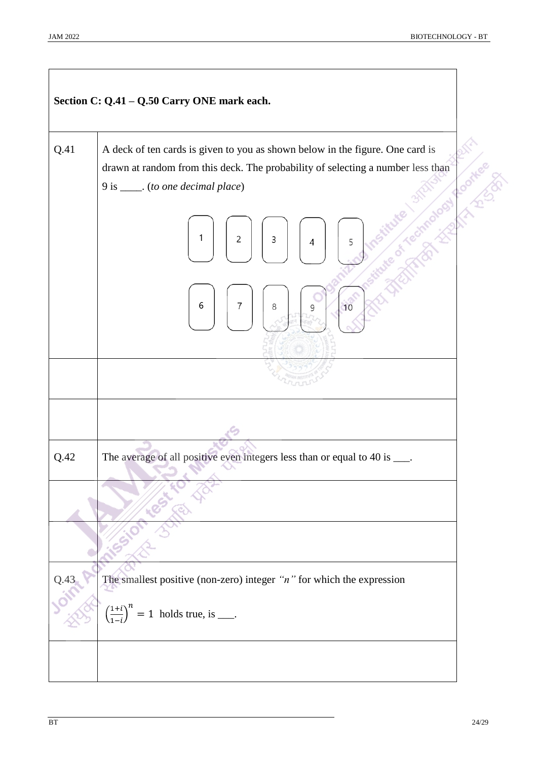**Section C: Q.41 – Q.50 Carry ONE mark each.**

| | |
|---|---|
| Q.41 | A deck of ten cards is given to you as shown below in the figure. One card is drawn at random from this deck. The probability of selecting a number less than 9 is ____. (*to one decimal place*) |
| | 1 2 3 4 5 |
| | 6 7 8 9 10 |
| | |
| | |
| Q.42 | The average of all positive even integers less than or equal to 40 is ___. |
| | |
| | |
| Q.43 | The smallest positive (non-zero) integer *"n"* for which the expression $\left(\frac{1+i}{1-i}\right)^n = 1$ holds true, is ___. |
| | |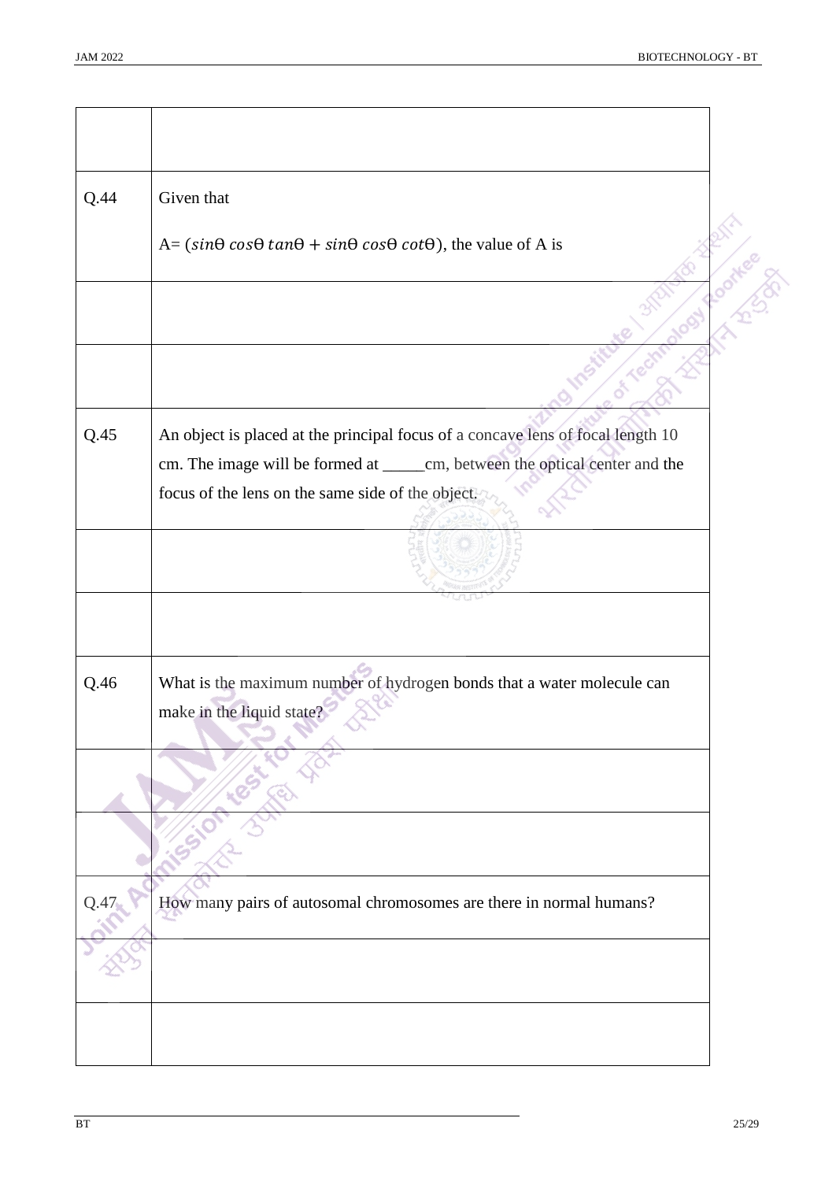| | |
|---|---|
| | |
| Q.44 | Given that <br><br> A= $(sin\theta \ cos\theta \ tan\theta + sin\theta \ cos\theta \ cot\theta)$, the value of A is |
| | |
| | |
| Q.45 | An object is placed at the principal focus of a concave lens of focal length 10 cm. The image will be formed at _____cm, between the optical center and the focus of the lens on the same side of the object. |
| | |
| | |
| Q.46 | What is the maximum number of hydrogen bonds that a water molecule can make in the liquid state? |
| | |
| | |
| Q.47 | How many pairs of autosomal chromosomes are there in normal humans? |
| | |
| | |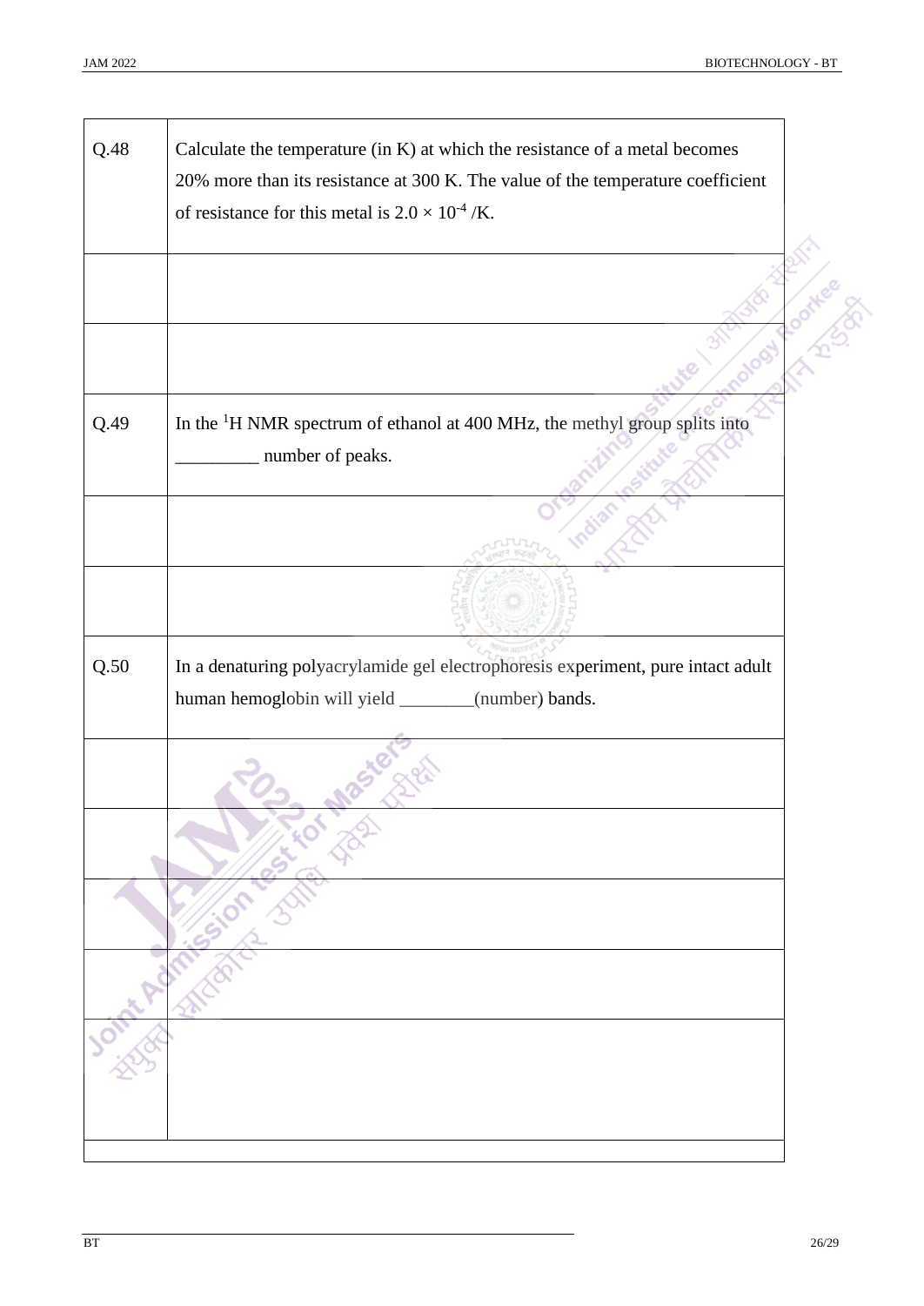| | |
|---|---|
| Q.48 | Calculate the temperature (in K) at which the resistance of a metal becomes 20% more than its resistance at 300 K. The value of the temperature coefficient of resistance for this metal is $2.0 \times 10^{-4}$ /K. |
| | |
| | |
| Q.49 | In the $^{1}$H NMR spectrum of ethanol at 400 MHz, the methyl group splits into _________ number of peaks. |
| | |
| | |
| Q.50 | In a denaturing polyacrylamide gel electrophoresis experiment, pure intact adult human hemoglobin will yield ________(number) bands. |
| | |
| | |
| | |
| | |
| | |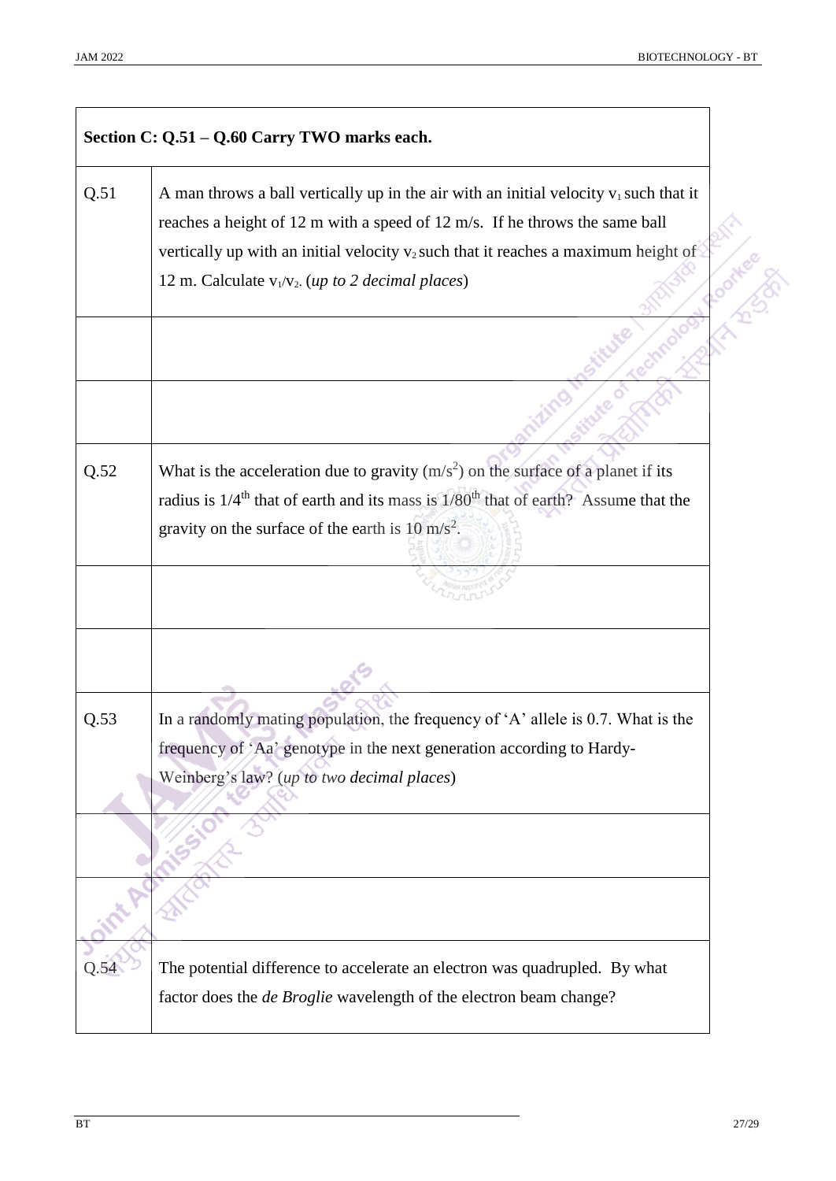| Section C: Q.51 – Q.60 Carry TWO marks each. | |
|---|---|
| Q.51 | A man throws a ball vertically up in the air with an initial velocity $v_1$ such that it reaches a height of 12 m with a speed of 12 m/s. If he throws the same ball vertically up with an initial velocity $v_2$ such that it reaches a maximum height of 12 m. Calculate $v_1/v_2$. (*up to 2 decimal places*) |
| | |
| | |
| Q.52 | What is the acceleration due to gravity ($m/s^2$) on the surface of a planet if its radius is 1/4th that of earth and its mass is 1/80th that of earth? Assume that the gravity on the surface of the earth is 10 $m/s^2$. |
| | |
| | |
| Q.53 | In a randomly mating population, the frequency of 'A' allele is 0.7. What is the frequency of 'Aa' genotype in the next generation according to Hardy-Weinberg's law? (*up to two decimal places*) |
| | |
| | |
| Q.54 | The potential difference to accelerate an electron was quadrupled. By what factor does the *de Broglie* wavelength of the electron beam change? |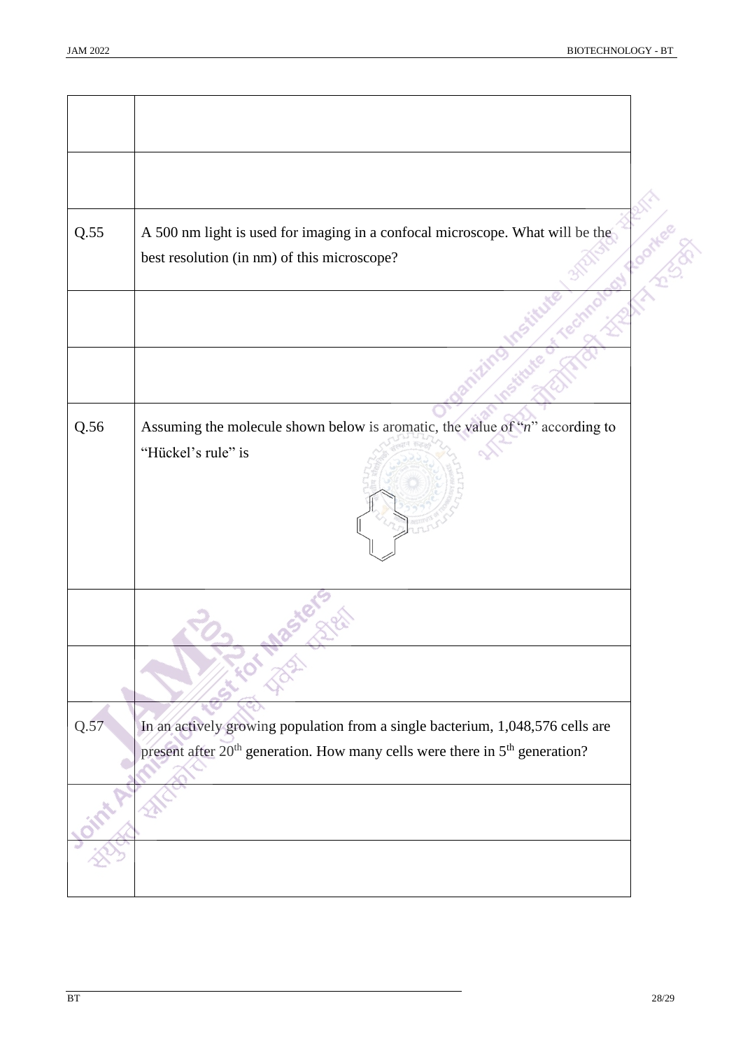| | |
|---|---|
| | |
| | |
| Q.55 | A 500 nm light is used for imaging in a confocal microscope. What will be the best resolution (in nm) of this microscope? |
| | |
| | |
| Q.56 | Assuming the molecule shown below is aromatic, the value of "*n*" according to "Hückel's rule" is |
| | |
| | |
| Q.57 | In an actively growing population from a single bacterium, 1,048,576 cells are present after $20^{th}$ generation. How many cells were there in $5^{th}$ generation? |
| | |
| | |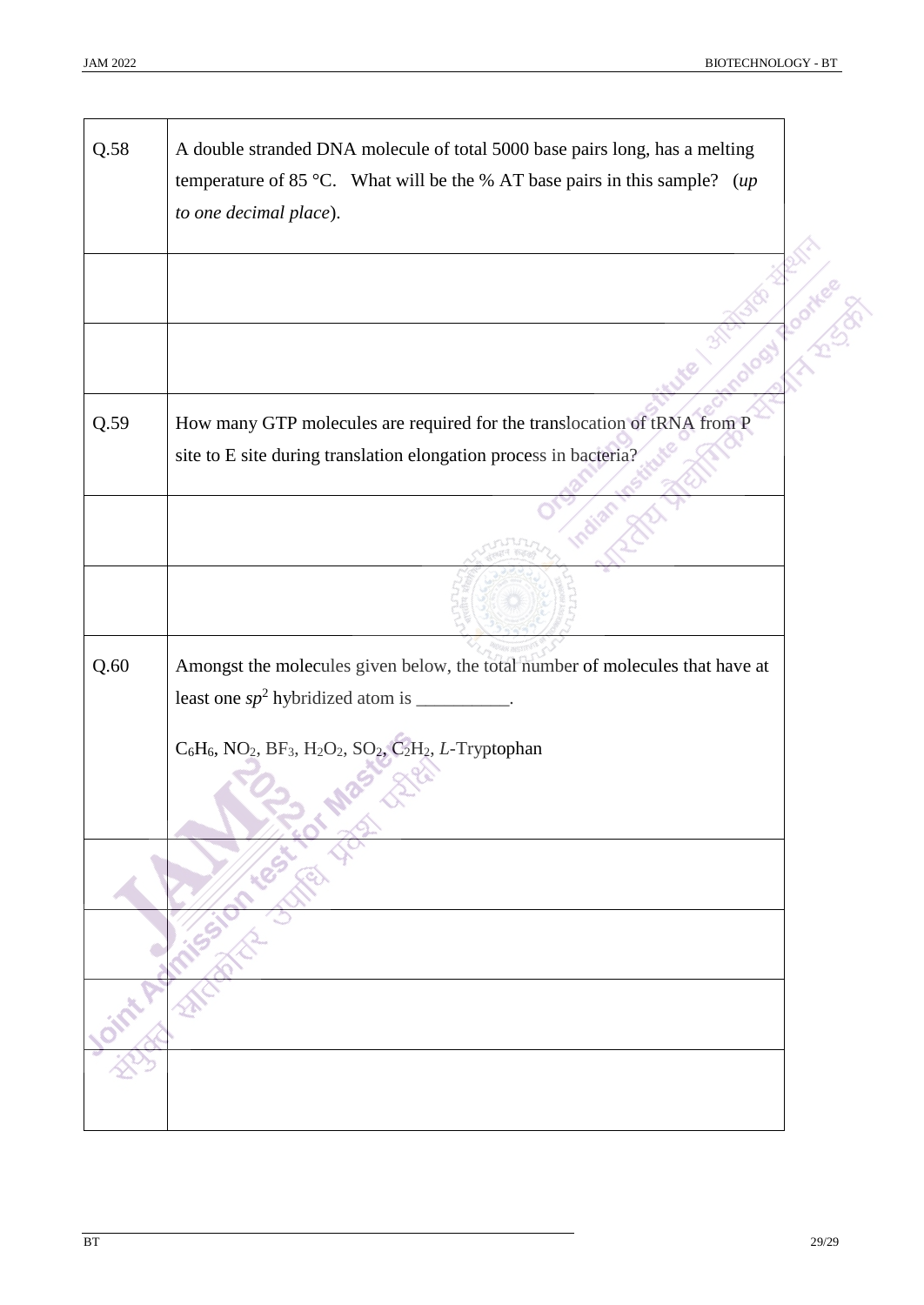| | |
|---|---|
| Q.58 | A double stranded DNA molecule of total 5000 base pairs long, has a melting temperature of 85 °C. What will be the % AT base pairs in this sample? (*up to one decimal place*). |
| | |
| | |
| Q.59 | How many GTP molecules are required for the translocation of tRNA from P site to E site during translation elongation process in bacteria? |
| | |
| | |
| Q.60 | Amongst the molecules given below, the total number of molecules that have at least one $sp^2$ hybridized atom is __________.<br><br>$C_6H_6$, $NO_2$, $BF_3$, $H_2O_2$, $SO_2$, $C_2H_2$, *L*-Tryptophan |
| | |
| | |
| | |
| | |